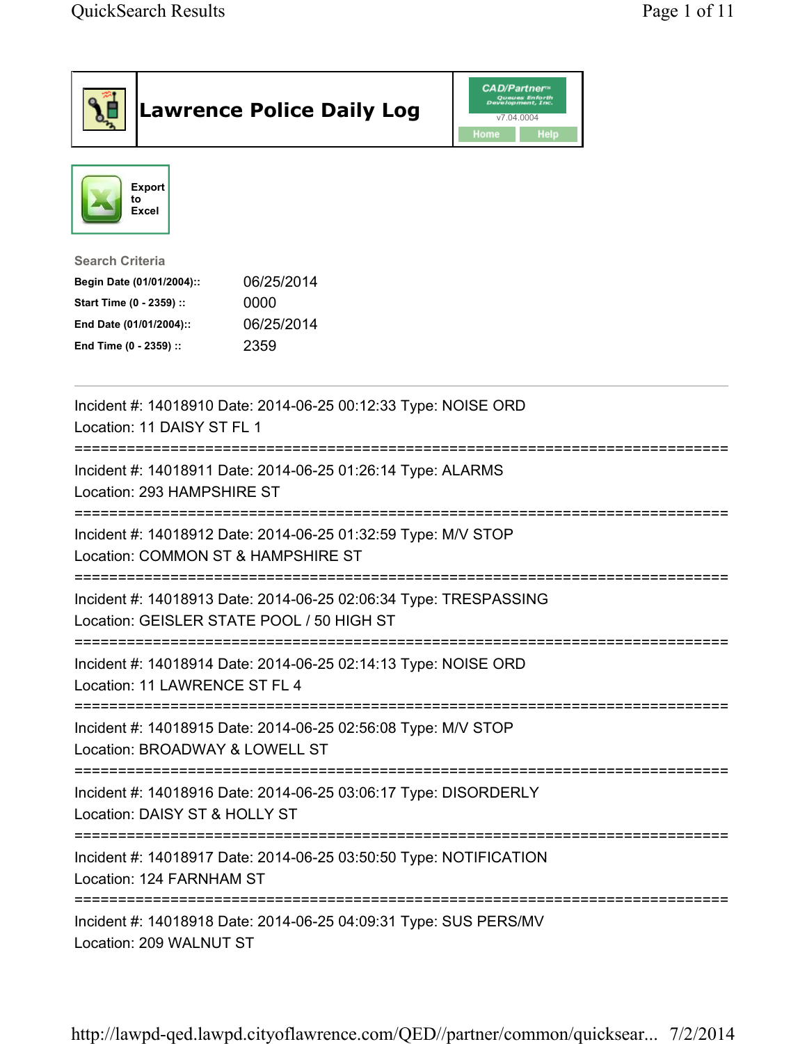# Lawrence Police Daily Log

Export to Excel

**Search Criteria**

| | |
|---|---|
| **Begin Date (01/01/2004)::** | 06/25/2014 |
| **Start Time (0 - 2359) ::** | 0000 |
| **End Date (01/01/2004)::** | 06/25/2014 |
| **End Time (0 - 2359) ::** | 2359 |

---

Incident #: 14018910 Date: 2014-06-25 00:12:33 Type: NOISE ORD
Location: 11 DAISY ST FL 1

===========================================================================

Incident #: 14018911 Date: 2014-06-25 01:26:14 Type: ALARMS
Location: 293 HAMPSHIRE ST

===========================================================================

Incident #: 14018912 Date: 2014-06-25 01:32:59 Type: M/V STOP
Location: COMMON ST & HAMPSHIRE ST

===========================================================================

Incident #: 14018913 Date: 2014-06-25 02:06:34 Type: TRESPASSING
Location: GEISLER STATE POOL / 50 HIGH ST

===========================================================================

Incident #: 14018914 Date: 2014-06-25 02:14:13 Type: NOISE ORD
Location: 11 LAWRENCE ST FL 4

===========================================================================

Incident #: 14018915 Date: 2014-06-25 02:56:08 Type: M/V STOP
Location: BROADWAY & LOWELL ST

===========================================================================

Incident #: 14018916 Date: 2014-06-25 03:06:17 Type: DISORDERLY
Location: DAISY ST & HOLLY ST

===========================================================================

Incident #: 14018917 Date: 2014-06-25 03:50:50 Type: NOTIFICATION
Location: 124 FARNHAM ST

===========================================================================

Incident #: 14018918 Date: 2014-06-25 04:09:31 Type: SUS PERS/MV
Location: 209 WALNUT ST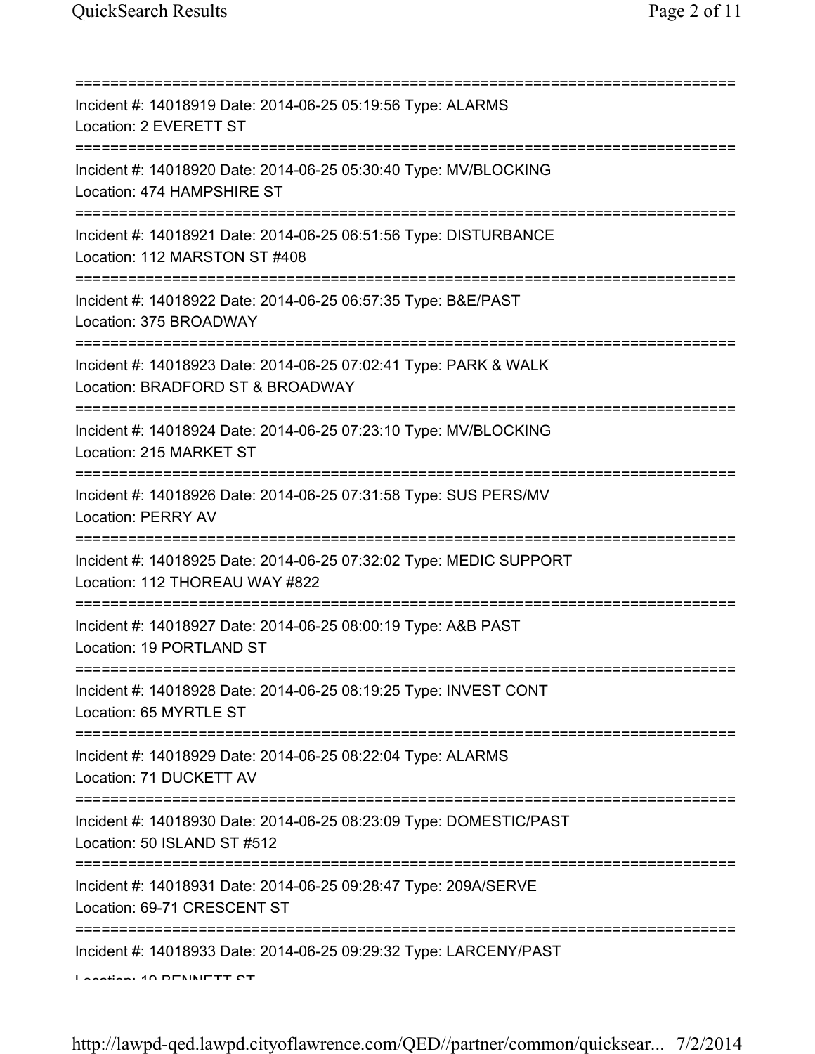===========================================================================

Incident #: 14018919 Date: 2014-06-25 05:19:56 Type: ALARMS
Location: 2 EVERETT ST

===========================================================================

Incident #: 14018920 Date: 2014-06-25 05:30:40 Type: MV/BLOCKING
Location: 474 HAMPSHIRE ST

===========================================================================

Incident #: 14018921 Date: 2014-06-25 06:51:56 Type: DISTURBANCE
Location: 112 MARSTON ST #408

===========================================================================

Incident #: 14018922 Date: 2014-06-25 06:57:35 Type: B&E/PAST
Location: 375 BROADWAY

===========================================================================

Incident #: 14018923 Date: 2014-06-25 07:02:41 Type: PARK & WALK
Location: BRADFORD ST & BROADWAY

===========================================================================

Incident #: 14018924 Date: 2014-06-25 07:23:10 Type: MV/BLOCKING
Location: 215 MARKET ST

===========================================================================

Incident #: 14018926 Date: 2014-06-25 07:31:58 Type: SUS PERS/MV
Location: PERRY AV

===========================================================================

Incident #: 14018925 Date: 2014-06-25 07:32:02 Type: MEDIC SUPPORT
Location: 112 THOREAU WAY #822

===========================================================================

Incident #: 14018927 Date: 2014-06-25 08:00:19 Type: A&B PAST
Location: 19 PORTLAND ST

===========================================================================

Incident #: 14018928 Date: 2014-06-25 08:19:25 Type: INVEST CONT
Location: 65 MYRTLE ST

===========================================================================

Incident #: 14018929 Date: 2014-06-25 08:22:04 Type: ALARMS
Location: 71 DUCKETT AV

===========================================================================

Incident #: 14018930 Date: 2014-06-25 08:23:09 Type: DOMESTIC/PAST
Location: 50 ISLAND ST #512

===========================================================================

Incident #: 14018931 Date: 2014-06-25 09:28:47 Type: 209A/SERVE
Location: 69-71 CRESCENT ST

===========================================================================

Incident #: 14018933 Date: 2014-06-25 09:29:32 Type: LARCENY/PAST
Location: 19 BENNETT ST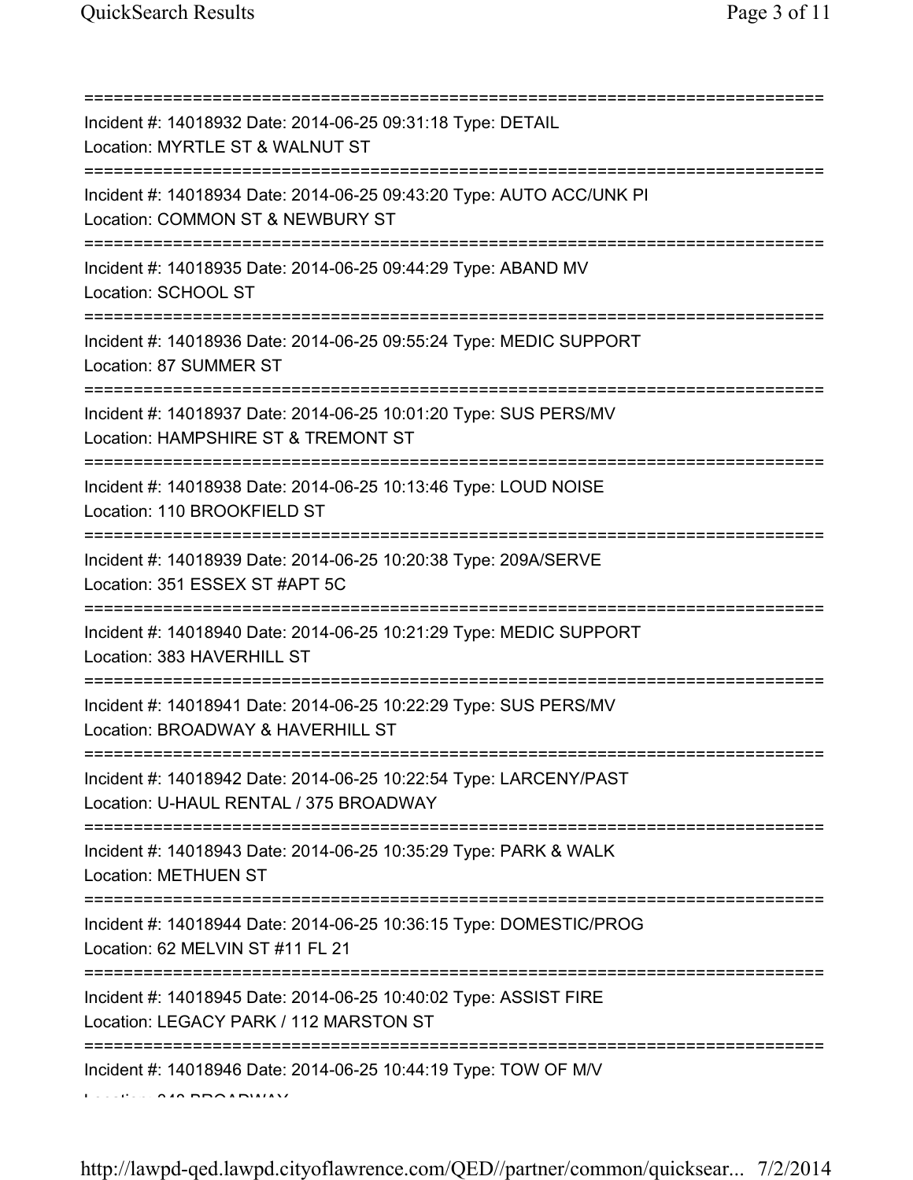===========================================================================
Incident #: 14018932 Date: 2014-06-25 09:31:18 Type: DETAIL
Location: MYRTLE ST & WALNUT ST
===========================================================================
Incident #: 14018934 Date: 2014-06-25 09:43:20 Type: AUTO ACC/UNK PI
Location: COMMON ST & NEWBURY ST
===========================================================================
Incident #: 14018935 Date: 2014-06-25 09:44:29 Type: ABAND MV
Location: SCHOOL ST
===========================================================================
Incident #: 14018936 Date: 2014-06-25 09:55:24 Type: MEDIC SUPPORT
Location: 87 SUMMER ST
===========================================================================
Incident #: 14018937 Date: 2014-06-25 10:01:20 Type: SUS PERS/MV
Location: HAMPSHIRE ST & TREMONT ST
===========================================================================
Incident #: 14018938 Date: 2014-06-25 10:13:46 Type: LOUD NOISE
Location: 110 BROOKFIELD ST
===========================================================================
Incident #: 14018939 Date: 2014-06-25 10:20:38 Type: 209A/SERVE
Location: 351 ESSEX ST #APT 5C
===========================================================================
Incident #: 14018940 Date: 2014-06-25 10:21:29 Type: MEDIC SUPPORT
Location: 383 HAVERHILL ST
===========================================================================
Incident #: 14018941 Date: 2014-06-25 10:22:29 Type: SUS PERS/MV
Location: BROADWAY & HAVERHILL ST
===========================================================================
Incident #: 14018942 Date: 2014-06-25 10:22:54 Type: LARCENY/PAST
Location: U-HAUL RENTAL / 375 BROADWAY
===========================================================================
Incident #: 14018943 Date: 2014-06-25 10:35:29 Type: PARK & WALK
Location: METHUEN ST
===========================================================================
Incident #: 14018944 Date: 2014-06-25 10:36:15 Type: DOMESTIC/PROG
Location: 62 MELVIN ST #11 FL 21
===========================================================================
Incident #: 14018945 Date: 2014-06-25 10:40:02 Type: ASSIST FIRE
Location: LEGACY PARK / 112 MARSTON ST
===========================================================================
Incident #: 14018946 Date: 2014-06-25 10:44:19 Type: TOW OF M/V
Location: 240 BROADWAY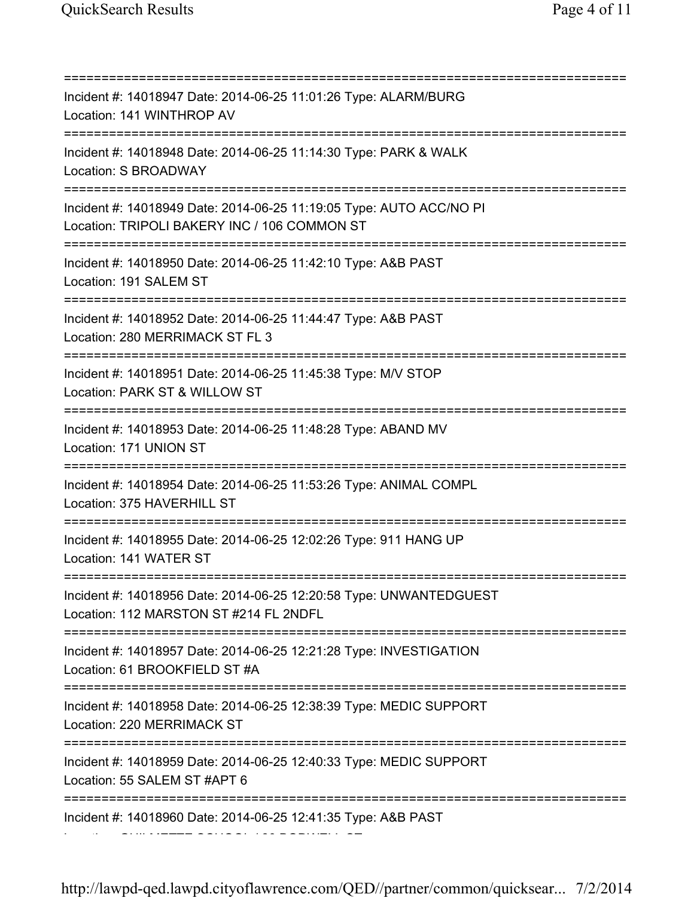===========================================================================
Incident #: 14018947 Date: 2014-06-25 11:01:26 Type: ALARM/BURG
Location: 141 WINTHROP AV
===========================================================================
Incident #: 14018948 Date: 2014-06-25 11:14:30 Type: PARK & WALK
Location: S BROADWAY
===========================================================================
Incident #: 14018949 Date: 2014-06-25 11:19:05 Type: AUTO ACC/NO PI
Location: TRIPOLI BAKERY INC / 106 COMMON ST
===========================================================================
Incident #: 14018950 Date: 2014-06-25 11:42:10 Type: A&B PAST
Location: 191 SALEM ST
===========================================================================
Incident #: 14018952 Date: 2014-06-25 11:44:47 Type: A&B PAST
Location: 280 MERRIMACK ST FL 3
===========================================================================
Incident #: 14018951 Date: 2014-06-25 11:45:38 Type: M/V STOP
Location: PARK ST & WILLOW ST
===========================================================================
Incident #: 14018953 Date: 2014-06-25 11:48:28 Type: ABAND MV
Location: 171 UNION ST
===========================================================================
Incident #: 14018954 Date: 2014-06-25 11:53:26 Type: ANIMAL COMPL
Location: 375 HAVERHILL ST
===========================================================================
Incident #: 14018955 Date: 2014-06-25 12:02:26 Type: 911 HANG UP
Location: 141 WATER ST
===========================================================================
Incident #: 14018956 Date: 2014-06-25 12:20:58 Type: UNWANTEDGUEST
Location: 112 MARSTON ST #214 FL 2NDFL
===========================================================================
Incident #: 14018957 Date: 2014-06-25 12:21:28 Type: INVESTIGATION
Location: 61 BROOKFIELD ST #A
===========================================================================
Incident #: 14018958 Date: 2014-06-25 12:38:39 Type: MEDIC SUPPORT
Location: 220 MERRIMACK ST
===========================================================================
Incident #: 14018959 Date: 2014-06-25 12:40:33 Type: MEDIC SUPPORT
Location: 55 SALEM ST #APT 6
===========================================================================
Incident #: 14018960 Date: 2014-06-25 12:41:35 Type: A&B PAST
Location: GUILMETTE SCHOOL / 80 BODWELL ST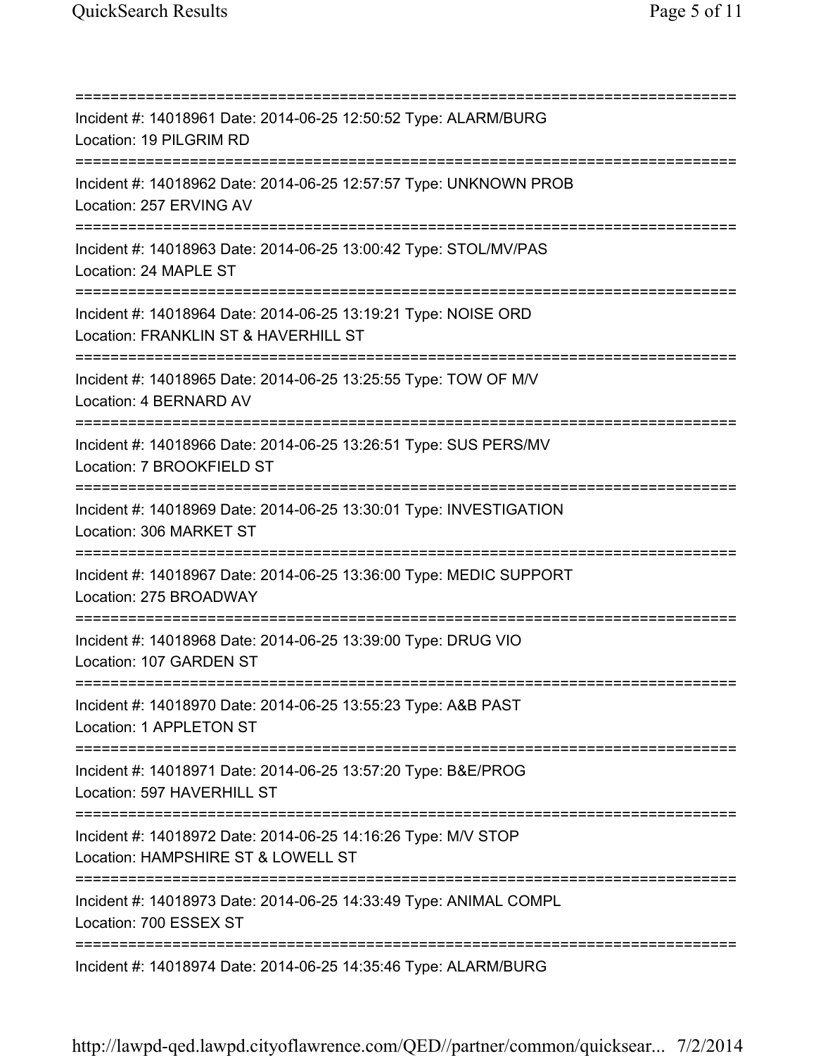===========================================================================
Incident #: 14018961 Date: 2014-06-25 12:50:52 Type: ALARM/BURG
Location: 19 PILGRIM RD
===========================================================================
Incident #: 14018962 Date: 2014-06-25 12:57:57 Type: UNKNOWN PROB
Location: 257 ERVING AV
===========================================================================
Incident #: 14018963 Date: 2014-06-25 13:00:42 Type: STOL/MV/PAS
Location: 24 MAPLE ST
===========================================================================
Incident #: 14018964 Date: 2014-06-25 13:19:21 Type: NOISE ORD
Location: FRANKLIN ST & HAVERHILL ST
===========================================================================
Incident #: 14018965 Date: 2014-06-25 13:25:55 Type: TOW OF M/V
Location: 4 BERNARD AV
===========================================================================
Incident #: 14018966 Date: 2014-06-25 13:26:51 Type: SUS PERS/MV
Location: 7 BROOKFIELD ST
===========================================================================
Incident #: 14018969 Date: 2014-06-25 13:30:01 Type: INVESTIGATION
Location: 306 MARKET ST
===========================================================================
Incident #: 14018967 Date: 2014-06-25 13:36:00 Type: MEDIC SUPPORT
Location: 275 BROADWAY
===========================================================================
Incident #: 14018968 Date: 2014-06-25 13:39:00 Type: DRUG VIO
Location: 107 GARDEN ST
===========================================================================
Incident #: 14018970 Date: 2014-06-25 13:55:23 Type: A&B PAST
Location: 1 APPLETON ST
===========================================================================
Incident #: 14018971 Date: 2014-06-25 13:57:20 Type: B&E/PROG
Location: 597 HAVERHILL ST
===========================================================================
Incident #: 14018972 Date: 2014-06-25 14:16:26 Type: M/V STOP
Location: HAMPSHIRE ST & LOWELL ST
===========================================================================
Incident #: 14018973 Date: 2014-06-25 14:33:49 Type: ANIMAL COMPL
Location: 700 ESSEX ST
===========================================================================
Incident #: 14018974 Date: 2014-06-25 14:35:46 Type: ALARM/BURG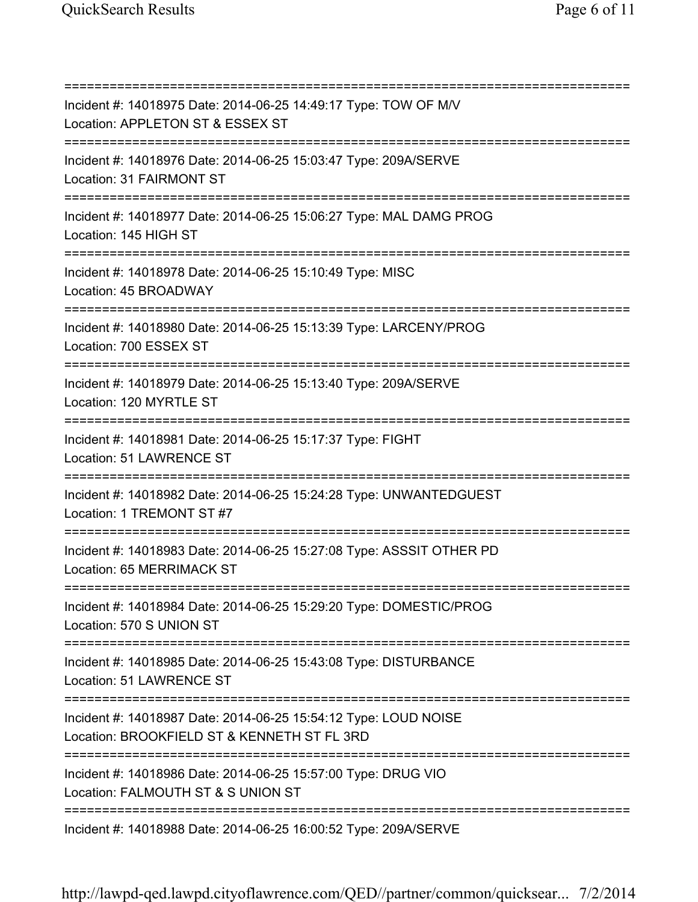===========================================================================

Incident #: 14018975 Date: 2014-06-25 14:49:17 Type: TOW OF M/V
Location: APPLETON ST & ESSEX ST

===========================================================================

Incident #: 14018976 Date: 2014-06-25 15:03:47 Type: 209A/SERVE
Location: 31 FAIRMONT ST

===========================================================================

Incident #: 14018977 Date: 2014-06-25 15:06:27 Type: MAL DAMG PROG
Location: 145 HIGH ST

===========================================================================

Incident #: 14018978 Date: 2014-06-25 15:10:49 Type: MISC
Location: 45 BROADWAY

===========================================================================

Incident #: 14018980 Date: 2014-06-25 15:13:39 Type: LARCENY/PROG
Location: 700 ESSEX ST

===========================================================================

Incident #: 14018979 Date: 2014-06-25 15:13:40 Type: 209A/SERVE
Location: 120 MYRTLE ST

===========================================================================

Incident #: 14018981 Date: 2014-06-25 15:17:37 Type: FIGHT
Location: 51 LAWRENCE ST

===========================================================================

Incident #: 14018982 Date: 2014-06-25 15:24:28 Type: UNWANTEDGUEST
Location: 1 TREMONT ST #7

===========================================================================

Incident #: 14018983 Date: 2014-06-25 15:27:08 Type: ASSSIT OTHER PD
Location: 65 MERRIMACK ST

===========================================================================

Incident #: 14018984 Date: 2014-06-25 15:29:20 Type: DOMESTIC/PROG
Location: 570 S UNION ST

===========================================================================

Incident #: 14018985 Date: 2014-06-25 15:43:08 Type: DISTURBANCE
Location: 51 LAWRENCE ST

===========================================================================

Incident #: 14018987 Date: 2014-06-25 15:54:12 Type: LOUD NOISE
Location: BROOKFIELD ST & KENNETH ST FL 3RD

===========================================================================

Incident #: 14018986 Date: 2014-06-25 15:57:00 Type: DRUG VIO
Location: FALMOUTH ST & S UNION ST

===========================================================================

Incident #: 14018988 Date: 2014-06-25 16:00:52 Type: 209A/SERVE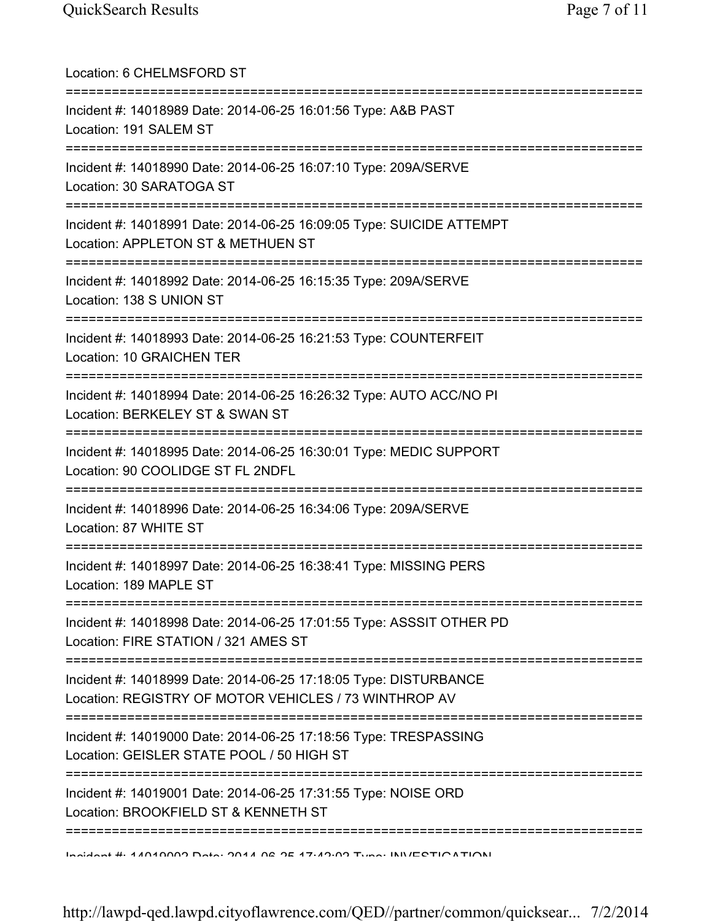Location: 6 CHELMSFORD ST

===========================================================================

Incident #: 14018989 Date: 2014-06-25 16:01:56 Type: A&B PAST
Location: 191 SALEM ST

===========================================================================

Incident #: 14018990 Date: 2014-06-25 16:07:10 Type: 209A/SERVE
Location: 30 SARATOGA ST

===========================================================================

Incident #: 14018991 Date: 2014-06-25 16:09:05 Type: SUICIDE ATTEMPT
Location: APPLETON ST & METHUEN ST

===========================================================================

Incident #: 14018992 Date: 2014-06-25 16:15:35 Type: 209A/SERVE
Location: 138 S UNION ST

===========================================================================

Incident #: 14018993 Date: 2014-06-25 16:21:53 Type: COUNTERFEIT
Location: 10 GRAICHEN TER

===========================================================================

Incident #: 14018994 Date: 2014-06-25 16:26:32 Type: AUTO ACC/NO PI
Location: BERKELEY ST & SWAN ST

===========================================================================

Incident #: 14018995 Date: 2014-06-25 16:30:01 Type: MEDIC SUPPORT
Location: 90 COOLIDGE ST FL 2NDFL

===========================================================================

Incident #: 14018996 Date: 2014-06-25 16:34:06 Type: 209A/SERVE
Location: 87 WHITE ST

===========================================================================

Incident #: 14018997 Date: 2014-06-25 16:38:41 Type: MISSING PERS
Location: 189 MAPLE ST

===========================================================================

Incident #: 14018998 Date: 2014-06-25 17:01:55 Type: ASSSIT OTHER PD
Location: FIRE STATION / 321 AMES ST

===========================================================================

Incident #: 14018999 Date: 2014-06-25 17:18:05 Type: DISTURBANCE
Location: REGISTRY OF MOTOR VEHICLES / 73 WINTHROP AV

===========================================================================

Incident #: 14019000 Date: 2014-06-25 17:18:56 Type: TRESPASSING
Location: GEISLER STATE POOL / 50 HIGH ST

===========================================================================

Incident #: 14019001 Date: 2014-06-25 17:31:55 Type: NOISE ORD
Location: BROOKFIELD ST & KENNETH ST

===========================================================================

Incident #: 14019002 Date: 2014-06-25 17:42:02 Type: INVESTIGATION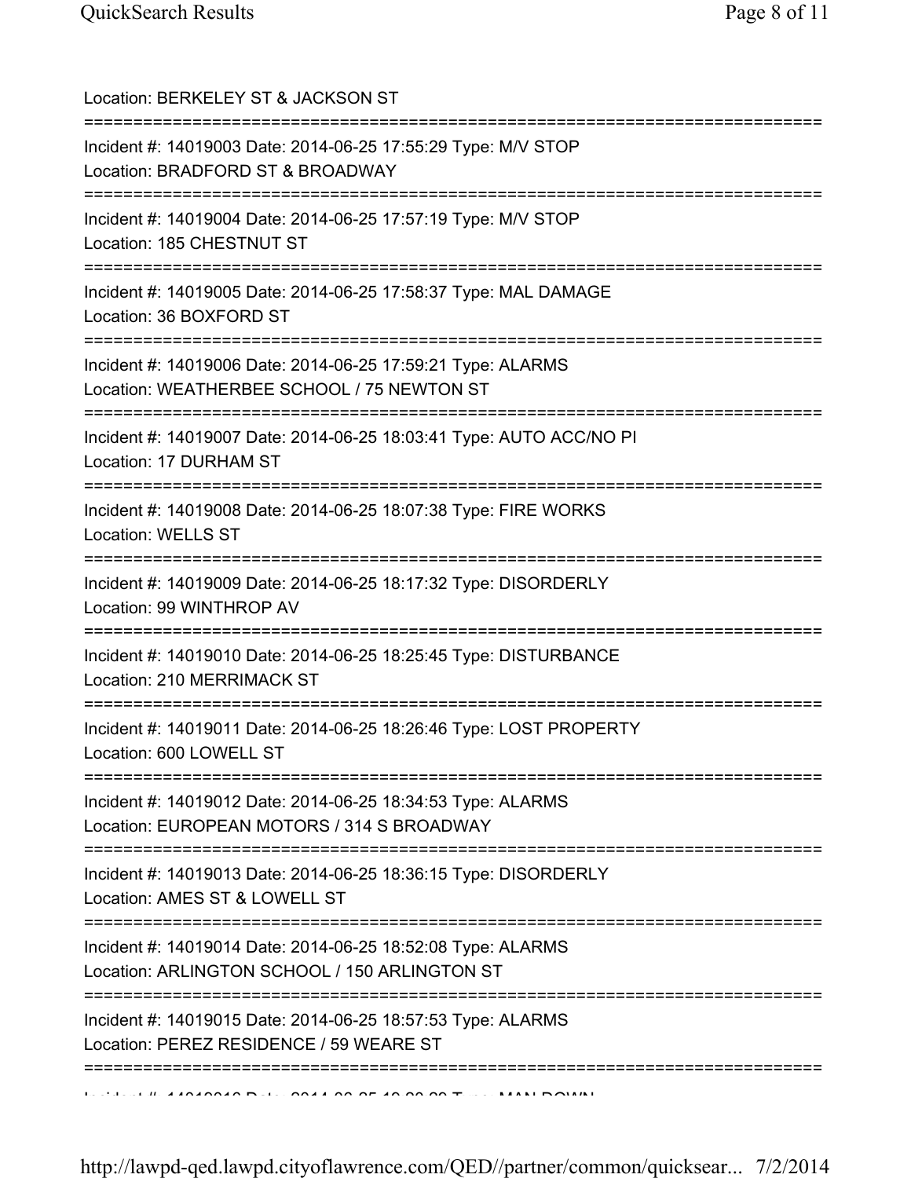Location: BERKELEY ST & JACKSON ST

===========================================================================

Incident #: 14019003 Date: 2014-06-25 17:55:29 Type: M/V STOP
Location: BRADFORD ST & BROADWAY

===========================================================================

Incident #: 14019004 Date: 2014-06-25 17:57:19 Type: M/V STOP
Location: 185 CHESTNUT ST

===========================================================================

Incident #: 14019005 Date: 2014-06-25 17:58:37 Type: MAL DAMAGE
Location: 36 BOXFORD ST

===========================================================================

Incident #: 14019006 Date: 2014-06-25 17:59:21 Type: ALARMS
Location: WEATHERBEE SCHOOL / 75 NEWTON ST

===========================================================================

Incident #: 14019007 Date: 2014-06-25 18:03:41 Type: AUTO ACC/NO PI
Location: 17 DURHAM ST

===========================================================================

Incident #: 14019008 Date: 2014-06-25 18:07:38 Type: FIRE WORKS
Location: WELLS ST

===========================================================================

Incident #: 14019009 Date: 2014-06-25 18:17:32 Type: DISORDERLY
Location: 99 WINTHROP AV

===========================================================================

Incident #: 14019010 Date: 2014-06-25 18:25:45 Type: DISTURBANCE
Location: 210 MERRIMACK ST

===========================================================================

Incident #: 14019011 Date: 2014-06-25 18:26:46 Type: LOST PROPERTY
Location: 600 LOWELL ST

===========================================================================

Incident #: 14019012 Date: 2014-06-25 18:34:53 Type: ALARMS
Location: EUROPEAN MOTORS / 314 S BROADWAY

===========================================================================

Incident #: 14019013 Date: 2014-06-25 18:36:15 Type: DISORDERLY
Location: AMES ST & LOWELL ST

===========================================================================

Incident #: 14019014 Date: 2014-06-25 18:52:08 Type: ALARMS
Location: ARLINGTON SCHOOL / 150 ARLINGTON ST

===========================================================================

Incident #: 14019015 Date: 2014-06-25 18:57:53 Type: ALARMS
Location: PEREZ RESIDENCE / 59 WEARE ST

===========================================================================

Incident #: 14019016 Date: 2014-06-25 19:00:00 Type: MAN DOWN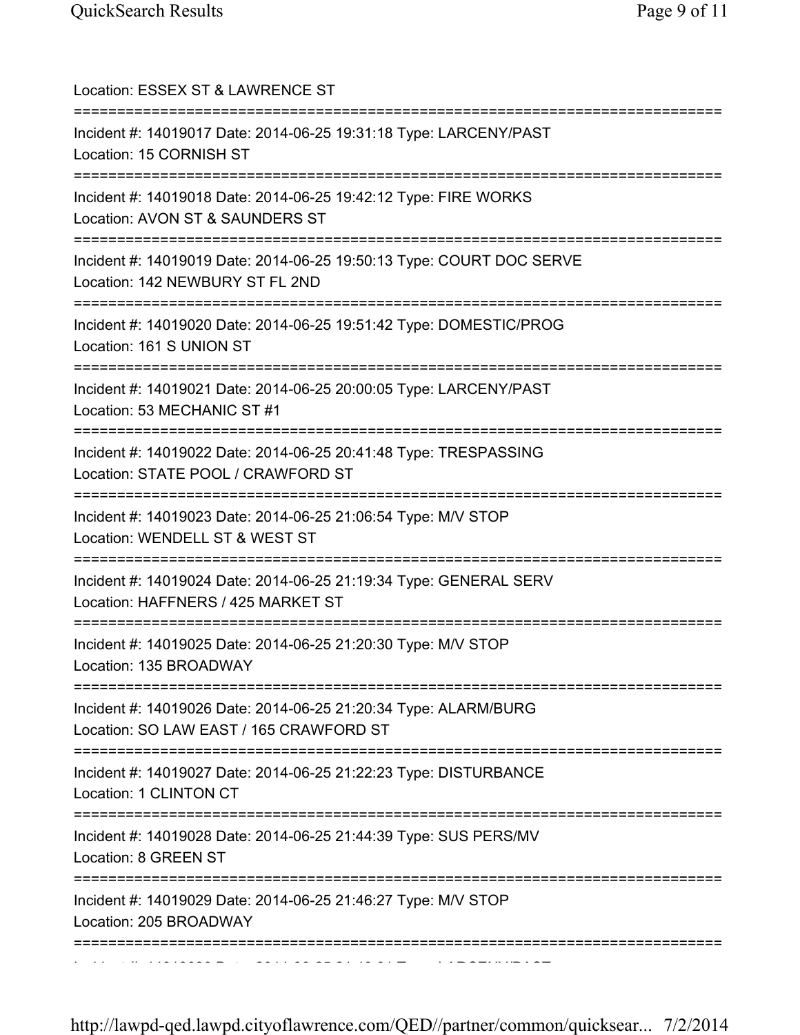Location: ESSEX ST & LAWRENCE ST

===========================================================================

Incident #: 14019017 Date: 2014-06-25 19:31:18 Type: LARCENY/PAST
Location: 15 CORNISH ST

===========================================================================

Incident #: 14019018 Date: 2014-06-25 19:42:12 Type: FIRE WORKS
Location: AVON ST & SAUNDERS ST

===========================================================================

Incident #: 14019019 Date: 2014-06-25 19:50:13 Type: COURT DOC SERVE
Location: 142 NEWBURY ST FL 2ND

===========================================================================

Incident #: 14019020 Date: 2014-06-25 19:51:42 Type: DOMESTIC/PROG
Location: 161 S UNION ST

===========================================================================

Incident #: 14019021 Date: 2014-06-25 20:00:05 Type: LARCENY/PAST
Location: 53 MECHANIC ST #1

===========================================================================

Incident #: 14019022 Date: 2014-06-25 20:41:48 Type: TRESPASSING
Location: STATE POOL / CRAWFORD ST

===========================================================================

Incident #: 14019023 Date: 2014-06-25 21:06:54 Type: M/V STOP
Location: WENDELL ST & WEST ST

===========================================================================

Incident #: 14019024 Date: 2014-06-25 21:19:34 Type: GENERAL SERV
Location: HAFFNERS / 425 MARKET ST

===========================================================================

Incident #: 14019025 Date: 2014-06-25 21:20:30 Type: M/V STOP
Location: 135 BROADWAY

===========================================================================

Incident #: 14019026 Date: 2014-06-25 21:20:34 Type: ALARM/BURG
Location: SO LAW EAST / 165 CRAWFORD ST

===========================================================================

Incident #: 14019027 Date: 2014-06-25 21:22:23 Type: DISTURBANCE
Location: 1 CLINTON CT

===========================================================================

Incident #: 14019028 Date: 2014-06-25 21:44:39 Type: SUS PERS/MV
Location: 8 GREEN ST

===========================================================================

Incident #: 14019029 Date: 2014-06-25 21:46:27 Type: M/V STOP
Location: 205 BROADWAY

===========================================================================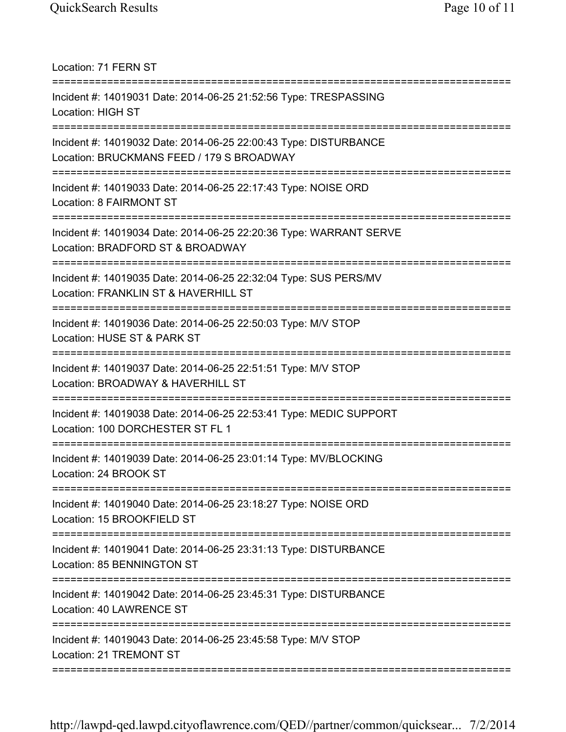Location: 71 FERN ST

===========================================================================

Incident #: 14019031 Date: 2014-06-25 21:52:56 Type: TRESPASSING
Location: HIGH ST

===========================================================================

Incident #: 14019032 Date: 2014-06-25 22:00:43 Type: DISTURBANCE
Location: BRUCKMANS FEED / 179 S BROADWAY

===========================================================================

Incident #: 14019033 Date: 2014-06-25 22:17:43 Type: NOISE ORD
Location: 8 FAIRMONT ST

===========================================================================

Incident #: 14019034 Date: 2014-06-25 22:20:36 Type: WARRANT SERVE
Location: BRADFORD ST & BROADWAY

===========================================================================

Incident #: 14019035 Date: 2014-06-25 22:32:04 Type: SUS PERS/MV
Location: FRANKLIN ST & HAVERHILL ST

===========================================================================

Incident #: 14019036 Date: 2014-06-25 22:50:03 Type: M/V STOP
Location: HUSE ST & PARK ST

===========================================================================

Incident #: 14019037 Date: 2014-06-25 22:51:51 Type: M/V STOP
Location: BROADWAY & HAVERHILL ST

===========================================================================

Incident #: 14019038 Date: 2014-06-25 22:53:41 Type: MEDIC SUPPORT
Location: 100 DORCHESTER ST FL 1

===========================================================================

Incident #: 14019039 Date: 2014-06-25 23:01:14 Type: MV/BLOCKING
Location: 24 BROOK ST

===========================================================================

Incident #: 14019040 Date: 2014-06-25 23:18:27 Type: NOISE ORD
Location: 15 BROOKFIELD ST

===========================================================================

Incident #: 14019041 Date: 2014-06-25 23:31:13 Type: DISTURBANCE
Location: 85 BENNINGTON ST

===========================================================================

Incident #: 14019042 Date: 2014-06-25 23:45:31 Type: DISTURBANCE
Location: 40 LAWRENCE ST

===========================================================================

Incident #: 14019043 Date: 2014-06-25 23:45:58 Type: M/V STOP
Location: 21 TREMONT ST

===========================================================================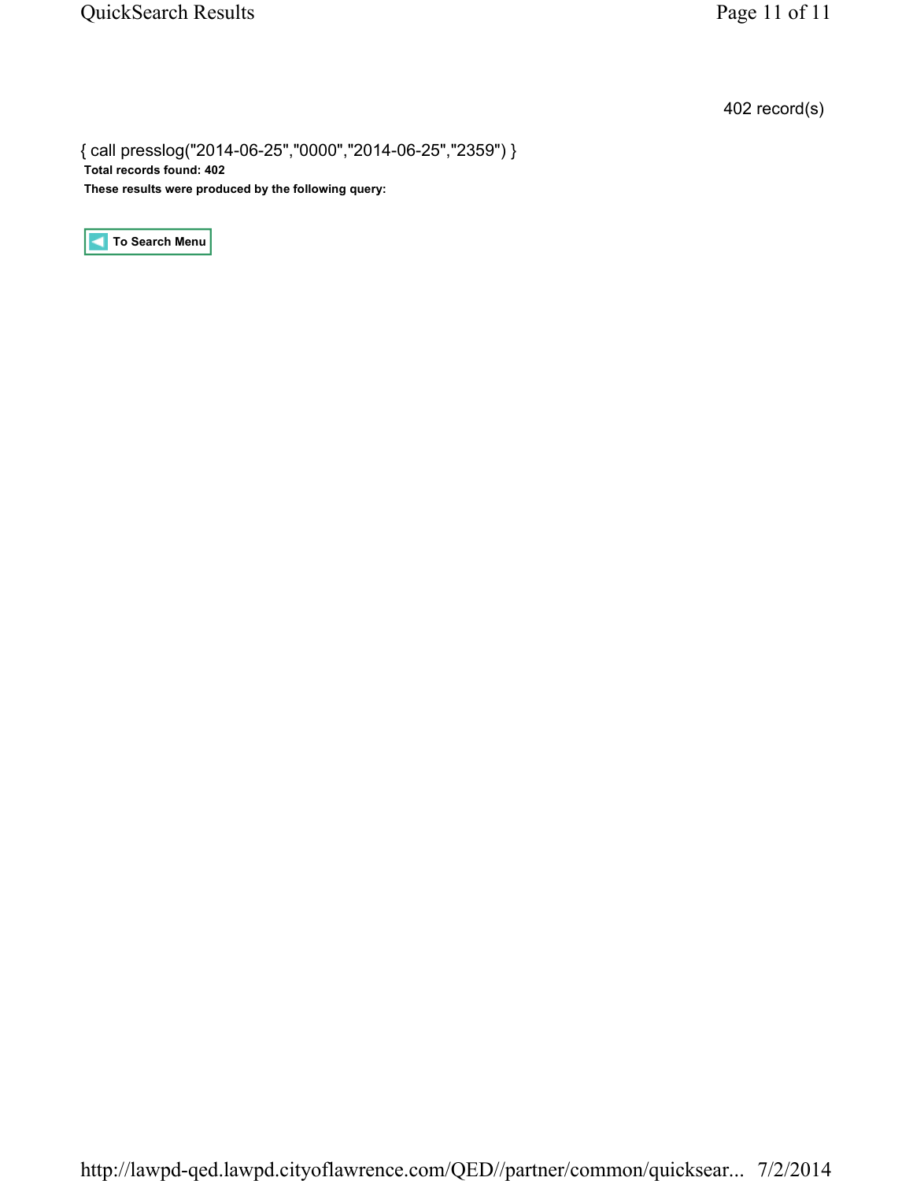402 record(s)

{ call presslog("2014-06-25","0000","2014-06-25","2359") }

**Total records found: 402**

**These results were produced by the following query:**

**To Search Menu**